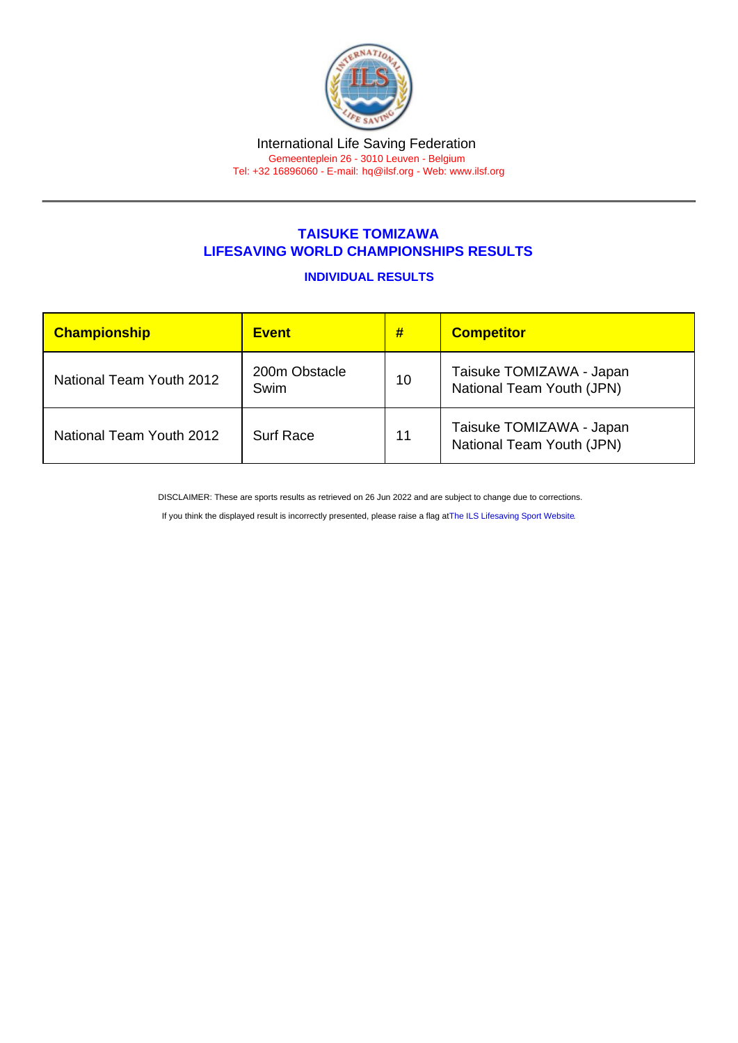International Life Saving Federation

Gemeenteplein 26 - 3010 Leuven - Belgium

Tel: +32 16896060 - E-mail: hq@ilsf.org - Web: www.ilsf.org

## TAISUKE TOMIZAWA
## LIFESAVING WORLD CHAMPIONSHIPS RESULTS

### INDIVIDUAL RESULTS

| Championship | Event | # | Competitor |
|---|---|---|---|
| National Team Youth 2012 | 200m Obstacle Swim | 10 | Taisuke TOMIZAWA - Japan National Team Youth (JPN) |
| National Team Youth 2012 | Surf Race | 11 | Taisuke TOMIZAWA - Japan National Team Youth (JPN) |

DISCLAIMER: These are sports results as retrieved on 26 Jun 2022 and are subject to change due to corrections.

If you think the displayed result is incorrectly presented, please raise a flag at The ILS Lifesaving Sport Website.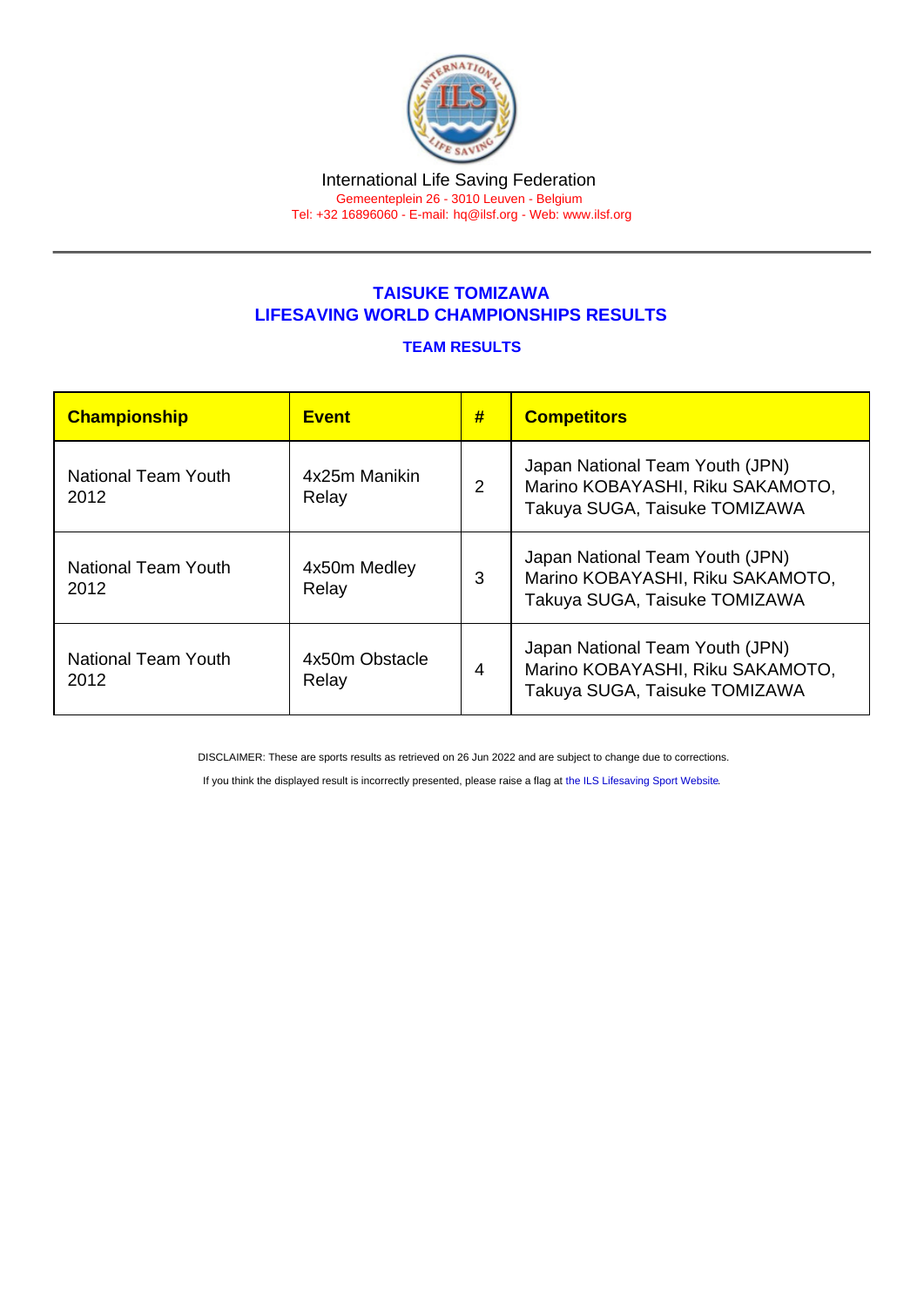International Life Saving Federation

Gemeenteplein 26 - 3010 Leuven - Belgium

Tel: +32 16896060 - E-mail: hq@ilsf.org - Web: www.ilsf.org

## TAISUKE TOMIZAWA
## LIFESAVING WORLD CHAMPIONSHIPS RESULTS

### TEAM RESULTS

| Championship | Event | # | Competitors |
|---|---|---|---|
| National Team Youth 2012 | 4x25m Manikin Relay | 2 | Japan National Team Youth (JPN) Marino KOBAYASHI, Riku SAKAMOTO, Takuya SUGA, Taisuke TOMIZAWA |
| National Team Youth 2012 | 4x50m Medley Relay | 3 | Japan National Team Youth (JPN) Marino KOBAYASHI, Riku SAKAMOTO, Takuya SUGA, Taisuke TOMIZAWA |
| National Team Youth 2012 | 4x50m Obstacle Relay | 4 | Japan National Team Youth (JPN) Marino KOBAYASHI, Riku SAKAMOTO, Takuya SUGA, Taisuke TOMIZAWA |

DISCLAIMER: These are sports results as retrieved on 26 Jun 2022 and are subject to change due to corrections.

If you think the displayed result is incorrectly presented, please raise a flag at the ILS Lifesaving Sport Website.